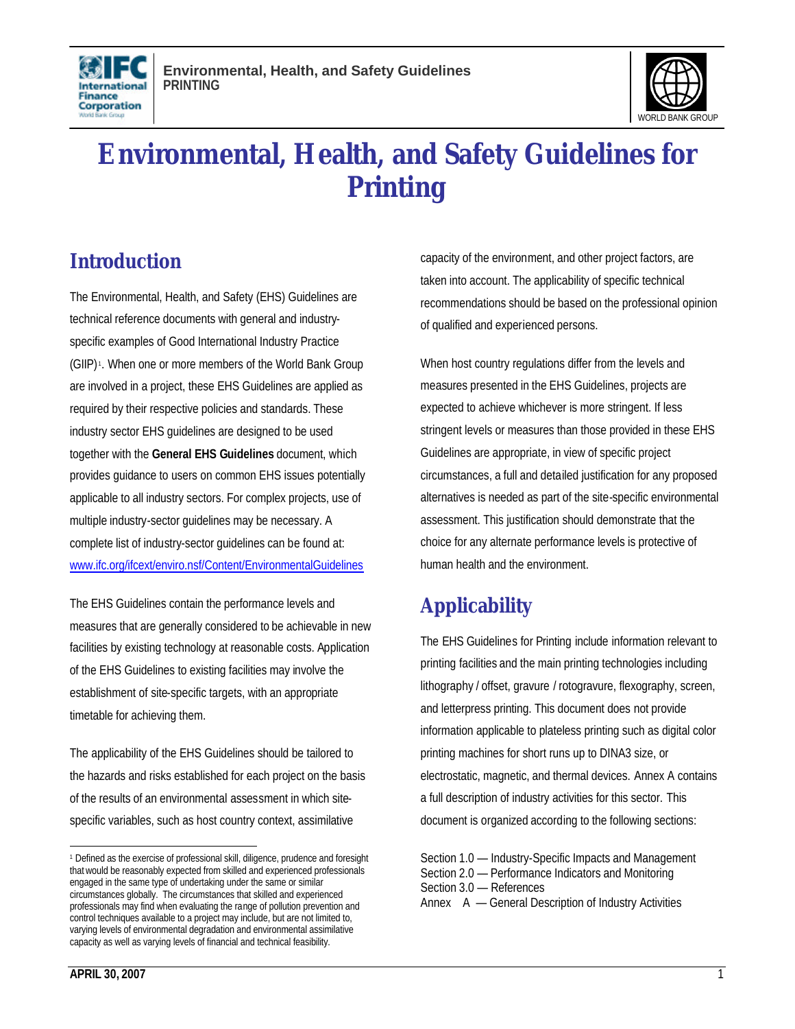# Environmental, Health, and Safety Guidelines for Printing

## Introduction

The Environmental, Health, and Safety (EHS) Guidelines are technical reference documents with general and industry-specific examples of Good International Industry Practice (GIIP)[1]. When one or more members of the World Bank Group are involved in a project, these EHS Guidelines are applied as required by their respective policies and standards. These industry sector EHS guidelines are designed to be used together with the **General EHS Guidelines** document, which provides guidance to users on common EHS issues potentially applicable to all industry sectors. For complex projects, use of multiple industry-sector guidelines may be necessary. A complete list of industry-sector guidelines can be found at: www.ifc.org/ifcext/enviro.nsf/Content/EnvironmentalGuidelines

The EHS Guidelines contain the performance levels and measures that are generally considered to be achievable in new facilities by existing technology at reasonable costs. Application of the EHS Guidelines to existing facilities may involve the establishment of site-specific targets, with an appropriate timetable for achieving them.

The applicability of the EHS Guidelines should be tailored to the hazards and risks established for each project on the basis of the results of an environmental assessment in which site-specific variables, such as host country context, assimilative capacity of the environment, and other project factors, are taken into account. The applicability of specific technical recommendations should be based on the professional opinion of qualified and experienced persons.

When host country regulations differ from the levels and measures presented in the EHS Guidelines, projects are expected to achieve whichever is more stringent. If less stringent levels or measures than those provided in these EHS Guidelines are appropriate, in view of specific project circumstances, a full and detailed justification for any proposed alternatives is needed as part of the site-specific environmental assessment. This justification should demonstrate that the choice for any alternate performance levels is protective of human health and the environment.

## Applicability

The EHS Guidelines for Printing include information relevant to printing facilities and the main printing technologies including lithography / offset, gravure / rotogravure, flexography, screen, and letterpress printing. This document does not provide information applicable to plateless printing such as digital color printing machines for short runs up to DINA3 size, or electrostatic, magnetic, and thermal devices. Annex A contains a full description of industry activities for this sector. This document is organized according to the following sections:

Section 1.0 — Industry-Specific Impacts and Management
Section 2.0 — Performance Indicators and Monitoring
Section 3.0 — References
Annex A — General Description of Industry Activities

[1] Defined as the exercise of professional skill, diligence, prudence and foresight that would be reasonably expected from skilled and experienced professionals engaged in the same type of undertaking under the same or similar circumstances globally. The circumstances that skilled and experienced professionals may find when evaluating the range of pollution prevention and control techniques available to a project may include, but are not limited to, varying levels of environmental degradation and environmental assimilative capacity as well as varying levels of financial and technical feasibility.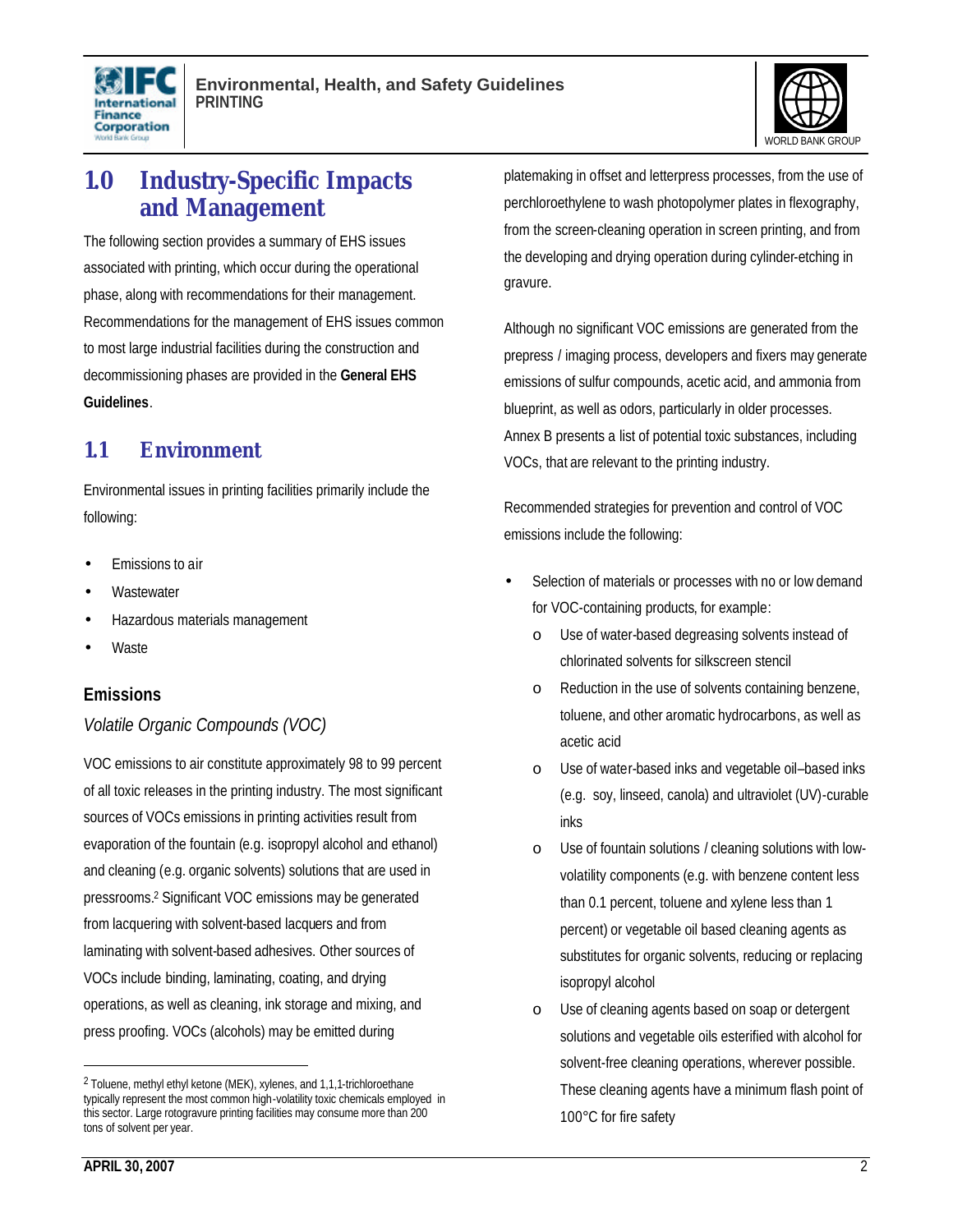# 1.0 Industry-Specific Impacts and Management

The following section provides a summary of EHS issues associated with printing, which occur during the operational phase, along with recommendations for their management. Recommendations for the management of EHS issues common to most large industrial facilities during the construction and decommissioning phases are provided in the **General EHS Guidelines**.

## 1.1 Environment

Environmental issues in printing facilities primarily include the following:

- Emissions to air
- Wastewater
- Hazardous materials management
- Waste

### Emissions

*Volatile Organic Compounds (VOC)*

VOC emissions to air constitute approximately 98 to 99 percent of all toxic releases in the printing industry. The most significant sources of VOCs emissions in printing activities result from evaporation of the fountain (e.g. isopropyl alcohol and ethanol) and cleaning (e.g. organic solvents) solutions that are used in pressrooms.[2] Significant VOC emissions may be generated from lacquering with solvent-based lacquers and from laminating with solvent-based adhesives. Other sources of VOCs include binding, laminating, coating, and drying operations, as well as cleaning, ink storage and mixing, and press proofing. VOCs (alcohols) may be emitted during platemaking in offset and letterpress processes, from the use of perchloroethylene to wash photopolymer plates in flexography, from the screen-cleaning operation in screen printing, and from the developing and drying operation during cylinder-etching in gravure.

Although no significant VOC emissions are generated from the prepress / imaging process, developers and fixers may generate emissions of sulfur compounds, acetic acid, and ammonia from blueprint, as well as odors, particularly in older processes. Annex B presents a list of potential toxic substances, including VOCs, that are relevant to the printing industry.

Recommended strategies for prevention and control of VOC emissions include the following:

- Selection of materials or processes with no or low demand for VOC-containing products, for example:
  - Use of water-based degreasing solvents instead of chlorinated solvents for silkscreen stencil
  - Reduction in the use of solvents containing benzene, toluene, and other aromatic hydrocarbons, as well as acetic acid
  - Use of water-based inks and vegetable oil–based inks (e.g. soy, linseed, canola) and ultraviolet (UV)-curable inks
  - Use of fountain solutions / cleaning solutions with low-volatility components (e.g. with benzene content less than 0.1 percent, toluene and xylene less than 1 percent) or vegetable oil based cleaning agents as substitutes for organic solvents, reducing or replacing isopropyl alcohol
  - Use of cleaning agents based on soap or detergent solutions and vegetable oils esterified with alcohol for solvent-free cleaning operations, wherever possible. These cleaning agents have a minimum flash point of 100°C for fire safety

[2] Toluene, methyl ethyl ketone (MEK), xylenes, and 1,1,1-trichloroethane typically represent the most common high-volatility toxic chemicals employed in this sector. Large rotogravure printing facilities may consume more than 200 tons of solvent per year.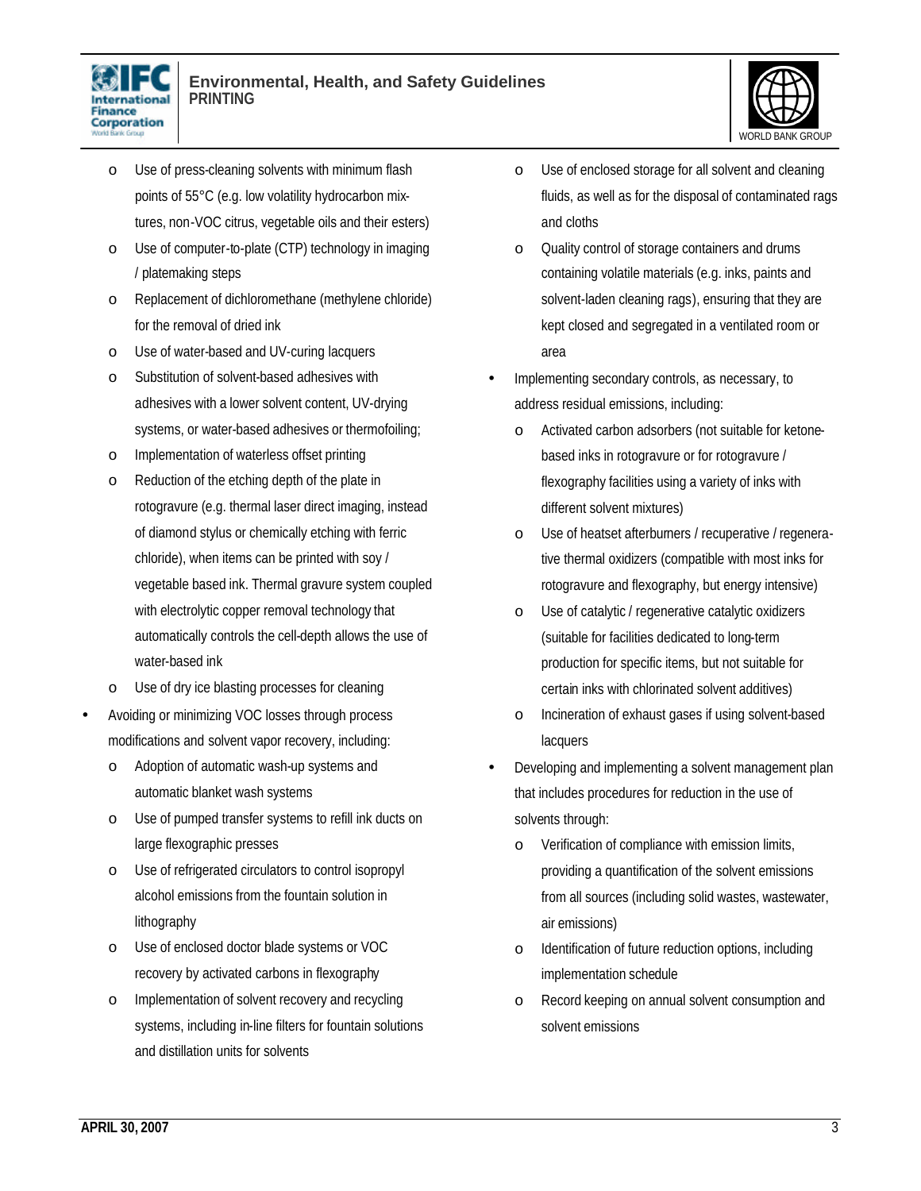- Use of press-cleaning solvents with minimum flash points of 55°C (e.g. low volatility hydrocarbon mixtures, non-VOC citrus, vegetable oils and their esters)
  - Use of computer-to-plate (CTP) technology in imaging / platemaking steps
  - Replacement of dichloromethane (methylene chloride) for the removal of dried ink
  - Use of water-based and UV-curing lacquers
  - Substitution of solvent-based adhesives with adhesives with a lower solvent content, UV-drying systems, or water-based adhesives or thermofoiling;
  - Implementation of waterless offset printing
  - Reduction of the etching depth of the plate in rotogravure (e.g. thermal laser direct imaging, instead of diamond stylus or chemically etching with ferric chloride), when items can be printed with soy / vegetable based ink. Thermal gravure system coupled with electrolytic copper removal technology that automatically controls the cell-depth allows the use of water-based ink
  - Use of dry ice blasting processes for cleaning
- Avoiding or minimizing VOC losses through process modifications and solvent vapor recovery, including:
  - Adoption of automatic wash-up systems and automatic blanket wash systems
  - Use of pumped transfer systems to refill ink ducts on large flexographic presses
  - Use of refrigerated circulators to control isopropyl alcohol emissions from the fountain solution in lithography
  - Use of enclosed doctor blade systems or VOC recovery by activated carbons in flexography
  - Implementation of solvent recovery and recycling systems, including in-line filters for fountain solutions and distillation units for solvents
  - Use of enclosed storage for all solvent and cleaning fluids, as well as for the disposal of contaminated rags and cloths
  - Quality control of storage containers and drums containing volatile materials (e.g. inks, paints and solvent-laden cleaning rags), ensuring that they are kept closed and segregated in a ventilated room or area
- Implementing secondary controls, as necessary, to address residual emissions, including:
  - Activated carbon adsorbers (not suitable for ketone-based inks in rotogravure or for rotogravure / flexography facilities using a variety of inks with different solvent mixtures)
  - Use of heatset afterburners / recuperative / regenerative thermal oxidizers (compatible with most inks for rotogravure and flexography, but energy intensive)
  - Use of catalytic / regenerative catalytic oxidizers (suitable for facilities dedicated to long-term production for specific items, but not suitable for certain inks with chlorinated solvent additives)
  - Incineration of exhaust gases if using solvent-based lacquers
- Developing and implementing a solvent management plan that includes procedures for reduction in the use of solvents through:
  - Verification of compliance with emission limits, providing a quantification of the solvent emissions from all sources (including solid wastes, wastewater, air emissions)
  - Identification of future reduction options, including implementation schedule
  - Record keeping on annual solvent consumption and solvent emissions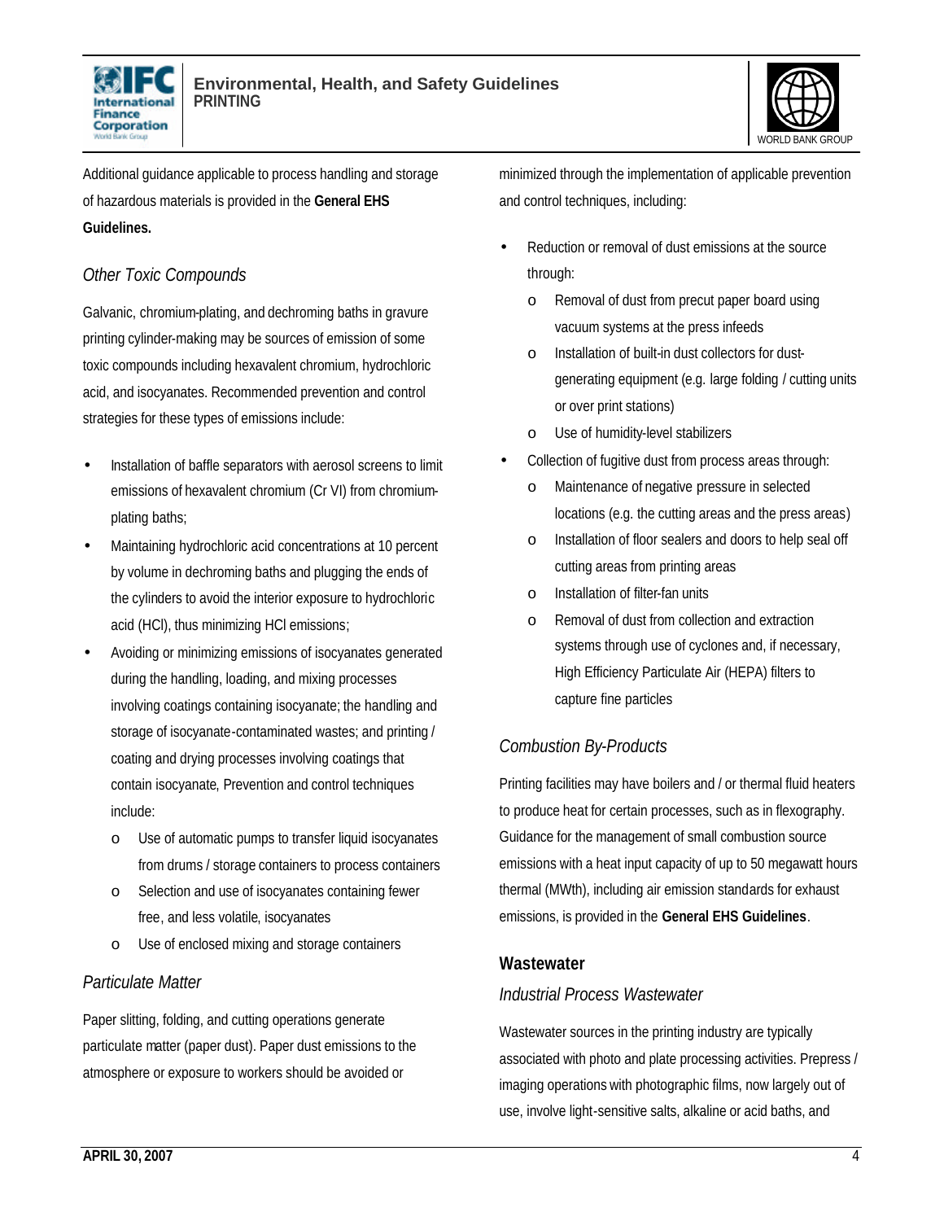Additional guidance applicable to process handling and storage of hazardous materials is provided in the **General EHS Guidelines.**

### *Other Toxic Compounds*

Galvanic, chromium-plating, and dechroming baths in gravure printing cylinder-making may be sources of emission of some toxic compounds including hexavalent chromium, hydrochloric acid, and isocyanates. Recommended prevention and control strategies for these types of emissions include:

- Installation of baffle separators with aerosol screens to limit emissions of hexavalent chromium (Cr VI) from chromium-plating baths;
- Maintaining hydrochloric acid concentrations at 10 percent by volume in dechroming baths and plugging the ends of the cylinders to avoid the interior exposure to hydrochloric acid (HCl), thus minimizing HCl emissions;
- Avoiding or minimizing emissions of isocyanates generated during the handling, loading, and mixing processes involving coatings containing isocyanate; the handling and storage of isocyanate-contaminated wastes; and printing / coating and drying processes involving coatings that contain isocyanate, Prevention and control techniques include:
  - Use of automatic pumps to transfer liquid isocyanates from drums / storage containers to process containers
  - Selection and use of isocyanates containing fewer free, and less volatile, isocyanates
  - Use of enclosed mixing and storage containers

### *Particulate Matter*

Paper slitting, folding, and cutting operations generate particulate matter (paper dust). Paper dust emissions to the atmosphere or exposure to workers should be avoided or minimized through the implementation of applicable prevention and control techniques, including:

- Reduction or removal of dust emissions at the source through:
  - Removal of dust from precut paper board using vacuum systems at the press infeeds
  - Installation of built-in dust collectors for dust-generating equipment (e.g. large folding / cutting units or over print stations)
  - Use of humidity-level stabilizers
- Collection of fugitive dust from process areas through:
  - Maintenance of negative pressure in selected locations (e.g. the cutting areas and the press areas)
  - Installation of floor sealers and doors to help seal off cutting areas from printing areas
  - Installation of filter-fan units
  - Removal of dust from collection and extraction systems through use of cyclones and, if necessary, High Efficiency Particulate Air (HEPA) filters to capture fine particles

### *Combustion By-Products*

Printing facilities may have boilers and / or thermal fluid heaters to produce heat for certain processes, such as in flexography. Guidance for the management of small combustion source emissions with a heat input capacity of up to 50 megawatt hours thermal (MWth), including air emission standards for exhaust emissions, is provided in the **General EHS Guidelines**.

## Wastewater

### *Industrial Process Wastewater*

Wastewater sources in the printing industry are typically associated with photo and plate processing activities. Prepress / imaging operations with photographic films, now largely out of use, involve light-sensitive salts, alkaline or acid baths, and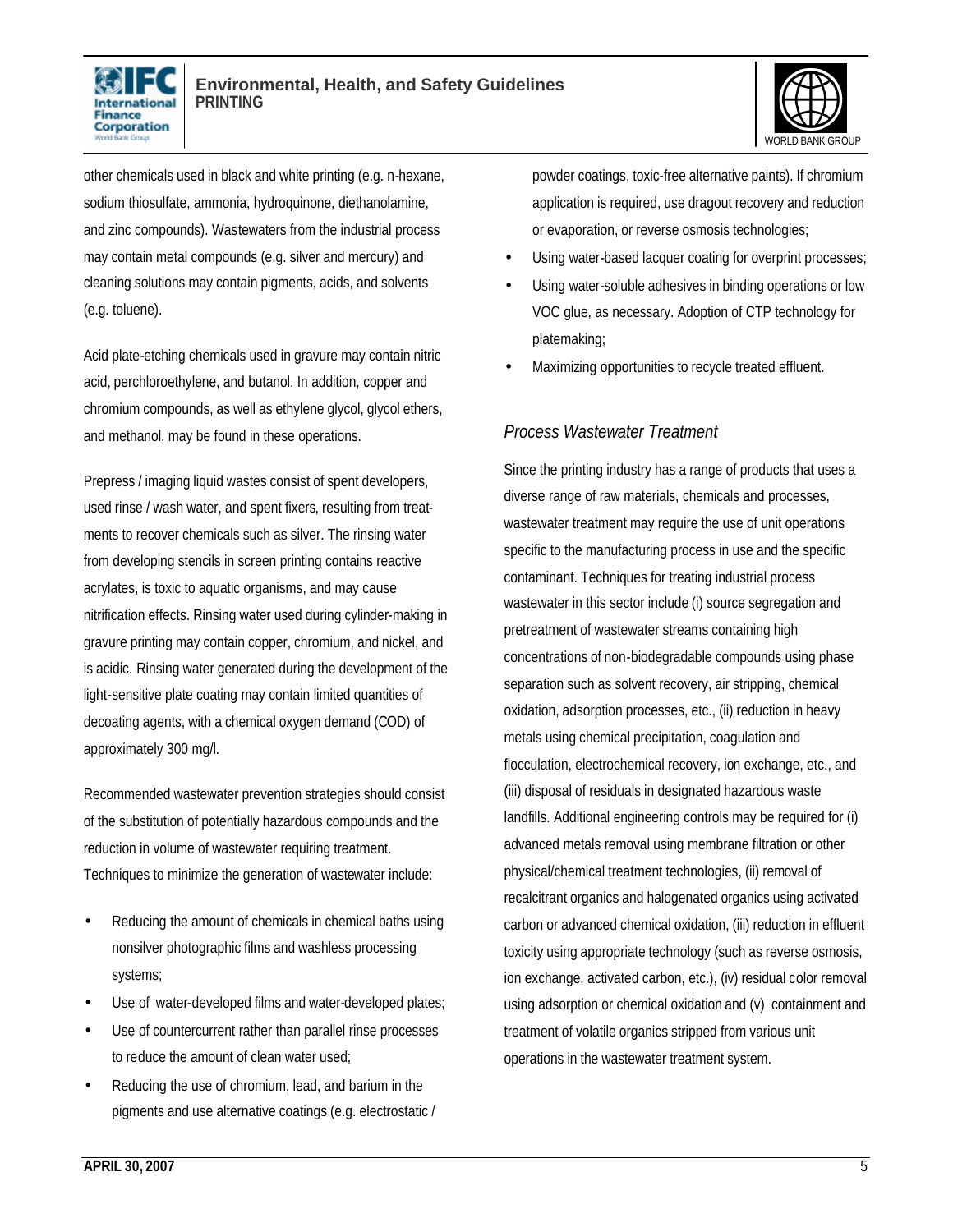other chemicals used in black and white printing (e.g. n-hexane, sodium thiosulfate, ammonia, hydroquinone, diethanolamine, and zinc compounds). Wastewaters from the industrial process may contain metal compounds (e.g. silver and mercury) and cleaning solutions may contain pigments, acids, and solvents (e.g. toluene).

Acid plate-etching chemicals used in gravure may contain nitric acid, perchloroethylene, and butanol. In addition, copper and chromium compounds, as well as ethylene glycol, glycol ethers, and methanol, may be found in these operations.

Prepress / imaging liquid wastes consist of spent developers, used rinse / wash water, and spent fixers, resulting from treatments to recover chemicals such as silver. The rinsing water from developing stencils in screen printing contains reactive acrylates, is toxic to aquatic organisms, and may cause nitrification effects. Rinsing water used during cylinder-making in gravure printing may contain copper, chromium, and nickel, and is acidic. Rinsing water generated during the development of the light-sensitive plate coating may contain limited quantities of decoating agents, with a chemical oxygen demand (COD) of approximately 300 mg/l.

Recommended wastewater prevention strategies should consist of the substitution of potentially hazardous compounds and the reduction in volume of wastewater requiring treatment. Techniques to minimize the generation of wastewater include:

- Reducing the amount of chemicals in chemical baths using nonsilver photographic films and washless processing systems;
- Use of water-developed films and water-developed plates;
- Use of countercurrent rather than parallel rinse processes to reduce the amount of clean water used;
- Reducing the use of chromium, lead, and barium in the pigments and use alternative coatings (e.g. electrostatic / powder coatings, toxic-free alternative paints). If chromium application is required, use dragout recovery and reduction or evaporation, or reverse osmosis technologies;
- Using water-based lacquer coating for overprint processes;
- Using water-soluble adhesives in binding operations or low VOC glue, as necessary. Adoption of CTP technology for platemaking;
- Maximizing opportunities to recycle treated effluent.

### *Process Wastewater Treatment*

Since the printing industry has a range of products that uses a diverse range of raw materials, chemicals and processes, wastewater treatment may require the use of unit operations specific to the manufacturing process in use and the specific contaminant. Techniques for treating industrial process wastewater in this sector include (i) source segregation and pretreatment of wastewater streams containing high concentrations of non-biodegradable compounds using phase separation such as solvent recovery, air stripping, chemical oxidation, adsorption processes, etc., (ii) reduction in heavy metals using chemical precipitation, coagulation and flocculation, electrochemical recovery, ion exchange, etc., and (iii) disposal of residuals in designated hazardous waste landfills. Additional engineering controls may be required for (i) advanced metals removal using membrane filtration or other physical/chemical treatment technologies, (ii) removal of recalcitrant organics and halogenated organics using activated carbon or advanced chemical oxidation, (iii) reduction in effluent toxicity using appropriate technology (such as reverse osmosis, ion exchange, activated carbon, etc.), (iv) residual color removal using adsorption or chemical oxidation and (v) containment and treatment of volatile organics stripped from various unit operations in the wastewater treatment system.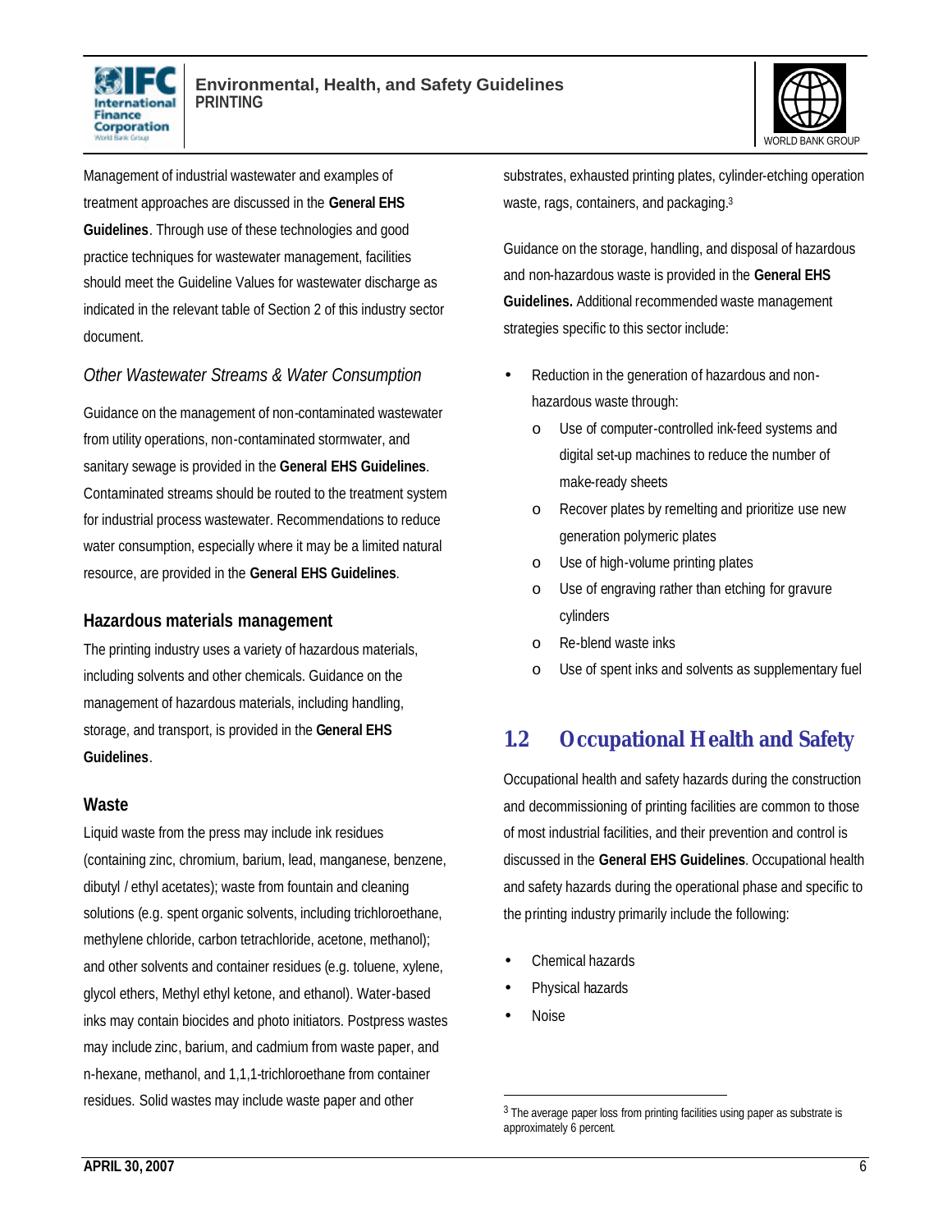Management of industrial wastewater and examples of treatment approaches are discussed in the **General EHS Guidelines**. Through use of these technologies and good practice techniques for wastewater management, facilities should meet the Guideline Values for wastewater discharge as indicated in the relevant table of Section 2 of this industry sector document.

### *Other Wastewater Streams & Water Consumption*

Guidance on the management of non-contaminated wastewater from utility operations, non-contaminated stormwater, and sanitary sewage is provided in the **General EHS Guidelines**. Contaminated streams should be routed to the treatment system for industrial process wastewater. Recommendations to reduce water consumption, especially where it may be a limited natural resource, are provided in the **General EHS Guidelines**.

### Hazardous materials management

The printing industry uses a variety of hazardous materials, including solvents and other chemicals. Guidance on the management of hazardous materials, including handling, storage, and transport, is provided in the **General EHS Guidelines**.

### Waste

Liquid waste from the press may include ink residues (containing zinc, chromium, barium, lead, manganese, benzene, dibutyl / ethyl acetates); waste from fountain and cleaning solutions (e.g. spent organic solvents, including trichloroethane, methylene chloride, carbon tetrachloride, acetone, methanol); and other solvents and container residues (e.g. toluene, xylene, glycol ethers, Methyl ethyl ketone, and ethanol). Water-based inks may contain biocides and photo initiators. Postpress wastes may include zinc, barium, and cadmium from waste paper, and n-hexane, methanol, and 1,1,1-trichloroethane from container residues. Solid wastes may include waste paper and other substrates, exhausted printing plates, cylinder-etching operation waste, rags, containers, and packaging.[3]

Guidance on the storage, handling, and disposal of hazardous and non-hazardous waste is provided in the **General EHS Guidelines.** Additional recommended waste management strategies specific to this sector include:

- Reduction in the generation of hazardous and non-hazardous waste through:
    - Use of computer-controlled ink-feed systems and digital set-up machines to reduce the number of make-ready sheets
    - Recover plates by remelting and prioritize use new generation polymeric plates
    - Use of high-volume printing plates
    - Use of engraving rather than etching for gravure cylinders
    - Re-blend waste inks
    - Use of spent inks and solvents as supplementary fuel

## 1.2 Occupational Health and Safety

Occupational health and safety hazards during the construction and decommissioning of printing facilities are common to those of most industrial facilities, and their prevention and control is discussed in the **General EHS Guidelines**. Occupational health and safety hazards during the operational phase and specific to the printing industry primarily include the following:

- Chemical hazards
- Physical hazards
- Noise

[3] The average paper loss from printing facilities using paper as substrate is approximately 6 percent.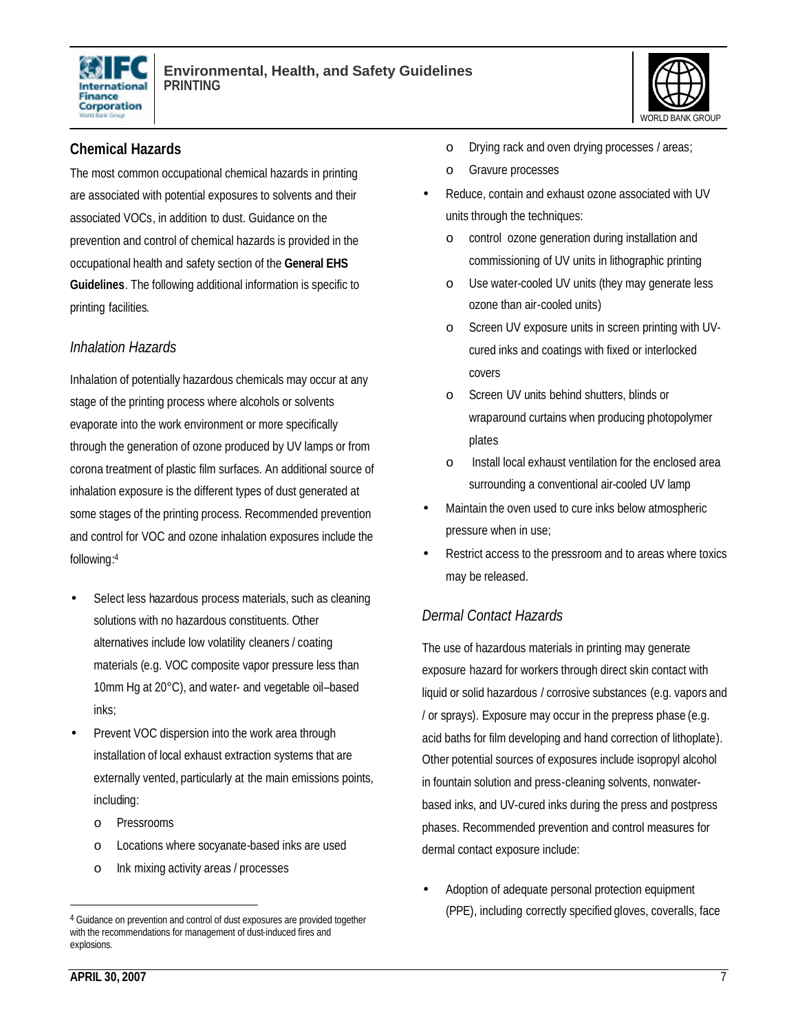## Chemical Hazards

The most common occupational chemical hazards in printing are associated with potential exposures to solvents and their associated VOCs, in addition to dust. Guidance on the prevention and control of chemical hazards is provided in the occupational health and safety section of the **General EHS Guidelines**. The following additional information is specific to printing facilities.

### *Inhalation Hazards*

Inhalation of potentially hazardous chemicals may occur at any stage of the printing process where alcohols or solvents evaporate into the work environment or more specifically through the generation of ozone produced by UV lamps or from corona treatment of plastic film surfaces. An additional source of inhalation exposure is the different types of dust generated at some stages of the printing process. Recommended prevention and control for VOC and ozone inhalation exposures include the following:[4]

- Select less hazardous process materials, such as cleaning solutions with no hazardous constituents. Other alternatives include low volatility cleaners / coating materials (e.g. VOC composite vapor pressure less than 10mm Hg at 20°C), and water- and vegetable oil–based inks;
- Prevent VOC dispersion into the work area through installation of local exhaust extraction systems that are externally vented, particularly at the main emissions points, including:
    - Pressrooms
    - Locations where socyanate-based inks are used
    - Ink mixing activity areas / processes
    - Drying rack and oven drying processes / areas;
    - Gravure processes
- Reduce, contain and exhaust ozone associated with UV units through the techniques:
    - control ozone generation during installation and commissioning of UV units in lithographic printing
    - Use water-cooled UV units (they may generate less ozone than air-cooled units)
    - Screen UV exposure units in screen printing with UV-cured inks and coatings with fixed or interlocked covers
    - Screen UV units behind shutters, blinds or wraparound curtains when producing photopolymer plates
    - Install local exhaust ventilation for the enclosed area surrounding a conventional air-cooled UV lamp
- Maintain the oven used to cure inks below atmospheric pressure when in use;
- Restrict access to the pressroom and to areas where toxics may be released.

### *Dermal Contact Hazards*

The use of hazardous materials in printing may generate exposure hazard for workers through direct skin contact with liquid or solid hazardous / corrosive substances (e.g. vapors and / or sprays). Exposure may occur in the prepress phase (e.g. acid baths for film developing and hand correction of lithoplate). Other potential sources of exposures include isopropyl alcohol in fountain solution and press-cleaning solvents, nonwater-based inks, and UV-cured inks during the press and postpress phases. Recommended prevention and control measures for dermal contact exposure include:

- Adoption of adequate personal protection equipment (PPE), including correctly specified gloves, coveralls, face

---

[4] Guidance on prevention and control of dust exposures are provided together with the recommendations for management of dust-induced fires and explosions.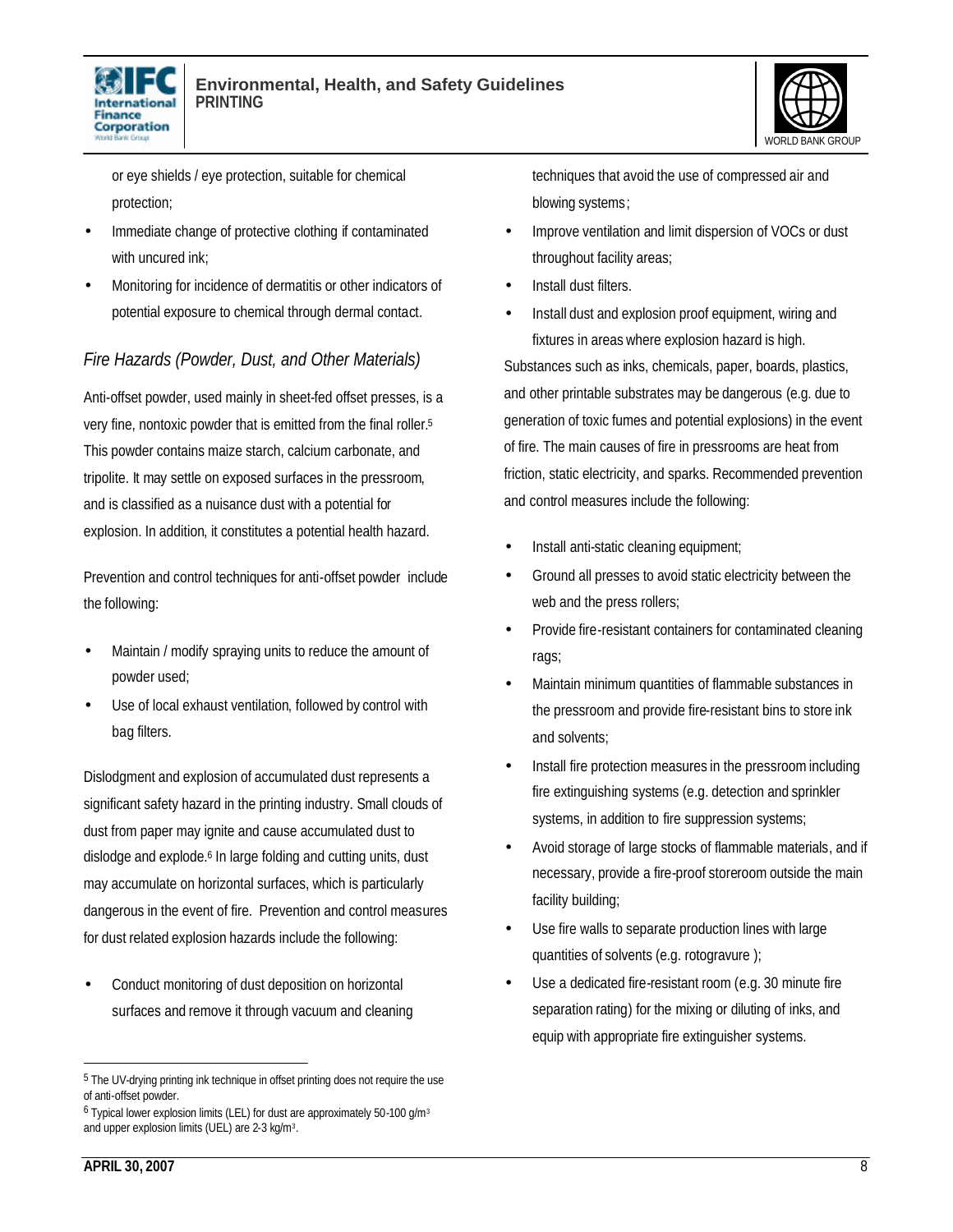or eye shields / eye protection, suitable for chemical protection;

- Immediate change of protective clothing if contaminated with uncured ink;
- Monitoring for incidence of dermatitis or other indicators of potential exposure to chemical through dermal contact.

*Fire Hazards (Powder, Dust, and Other Materials)*

Anti-offset powder, used mainly in sheet-fed offset presses, is a very fine, nontoxic powder that is emitted from the final roller.[5] This powder contains maize starch, calcium carbonate, and tripolite. It may settle on exposed surfaces in the pressroom, and is classified as a nuisance dust with a potential for explosion. In addition, it constitutes a potential health hazard.

Prevention and control techniques for anti-offset powder include the following:

- Maintain / modify spraying units to reduce the amount of powder used;
- Use of local exhaust ventilation, followed by control with bag filters.

Dislodgment and explosion of accumulated dust represents a significant safety hazard in the printing industry. Small clouds of dust from paper may ignite and cause accumulated dust to dislodge and explode.[6] In large folding and cutting units, dust may accumulate on horizontal surfaces, which is particularly dangerous in the event of fire. Prevention and control measures for dust related explosion hazards include the following:

- Conduct monitoring of dust deposition on horizontal surfaces and remove it through vacuum and cleaning techniques that avoid the use of compressed air and blowing systems;
- Improve ventilation and limit dispersion of VOCs or dust throughout facility areas;
- Install dust filters.
- Install dust and explosion proof equipment, wiring and fixtures in areas where explosion hazard is high.

Substances such as inks, chemicals, paper, boards, plastics, and other printable substrates may be dangerous (e.g. due to generation of toxic fumes and potential explosions) in the event of fire. The main causes of fire in pressrooms are heat from friction, static electricity, and sparks. Recommended prevention and control measures include the following:

- Install anti-static cleaning equipment;
- Ground all presses to avoid static electricity between the web and the press rollers;
- Provide fire-resistant containers for contaminated cleaning rags;
- Maintain minimum quantities of flammable substances in the pressroom and provide fire-resistant bins to store ink and solvents;
- Install fire protection measures in the pressroom including fire extinguishing systems (e.g. detection and sprinkler systems, in addition to fire suppression systems;
- Avoid storage of large stocks of flammable materials, and if necessary, provide a fire-proof storeroom outside the main facility building;
- Use fire walls to separate production lines with large quantities of solvents (e.g. rotogravure );
- Use a dedicated fire-resistant room (e.g. 30 minute fire separation rating) for the mixing or diluting of inks, and equip with appropriate fire extinguisher systems.

---

[5] The UV-drying printing ink technique in offset printing does not require the use of anti-offset powder.

[6] Typical lower explosion limits (LEL) for dust are approximately 50-100 $g/m^3$ and upper explosion limits (UEL) are 2-3 $kg/m^3$.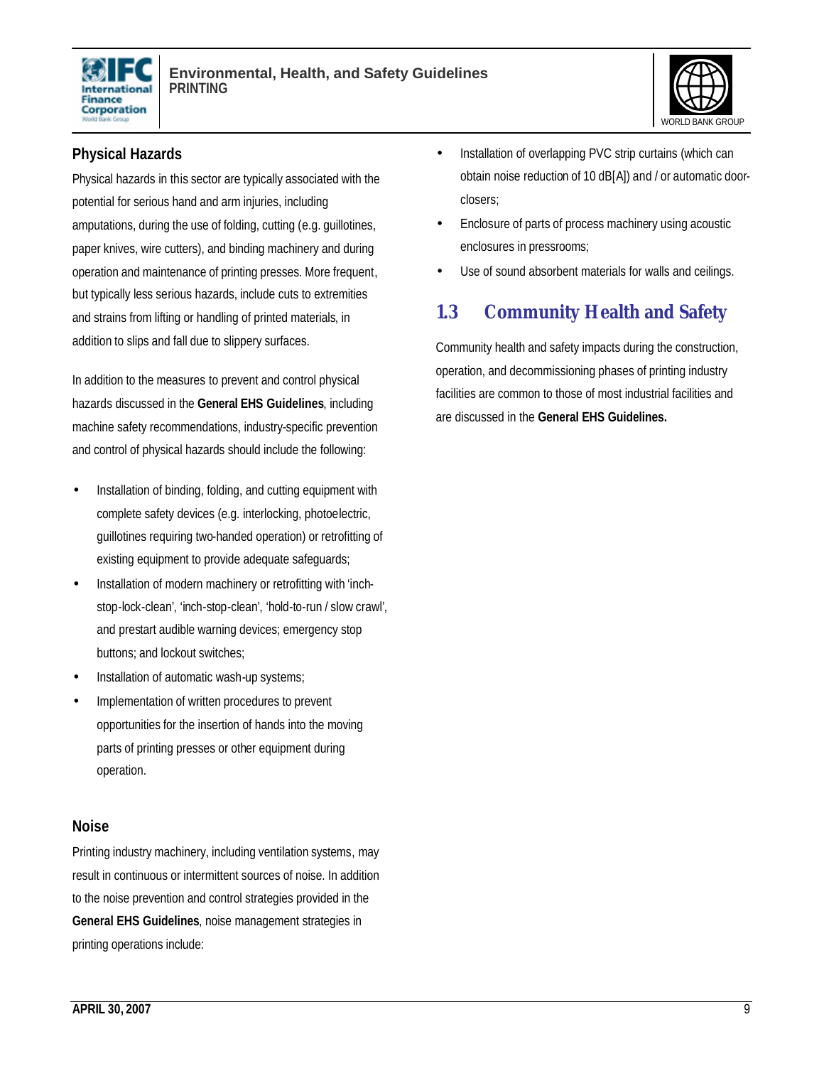### Physical Hazards

Physical hazards in this sector are typically associated with the potential for serious hand and arm injuries, including amputations, during the use of folding, cutting (e.g. guillotines, paper knives, wire cutters), and binding machinery and during operation and maintenance of printing presses. More frequent, but typically less serious hazards, include cuts to extremities and strains from lifting or handling of printed materials, in addition to slips and fall due to slippery surfaces.

In addition to the measures to prevent and control physical hazards discussed in the **General EHS Guidelines**, including machine safety recommendations, industry-specific prevention and control of physical hazards should include the following:

- Installation of binding, folding, and cutting equipment with complete safety devices (e.g. interlocking, photoelectric, guillotines requiring two-handed operation) or retrofitting of existing equipment to provide adequate safeguards;
- Installation of modern machinery or retrofitting with 'inch-stop-lock-clean', 'inch-stop-clean', 'hold-to-run / slow crawl', and prestart audible warning devices; emergency stop buttons; and lockout switches;
- Installation of automatic wash-up systems;
- Implementation of written procedures to prevent opportunities for the insertion of hands into the moving parts of printing presses or other equipment during operation.

### Noise

Printing industry machinery, including ventilation systems, may result in continuous or intermittent sources of noise. In addition to the noise prevention and control strategies provided in the **General EHS Guidelines**, noise management strategies in printing operations include:

- Installation of overlapping PVC strip curtains (which can obtain noise reduction of 10 dB[A]) and / or automatic door-closers;
- Enclosure of parts of process machinery using acoustic enclosures in pressrooms;
- Use of sound absorbent materials for walls and ceilings.

## 1.3 Community Health and Safety

Community health and safety impacts during the construction, operation, and decommissioning phases of printing industry facilities are common to those of most industrial facilities and are discussed in the **General EHS Guidelines.**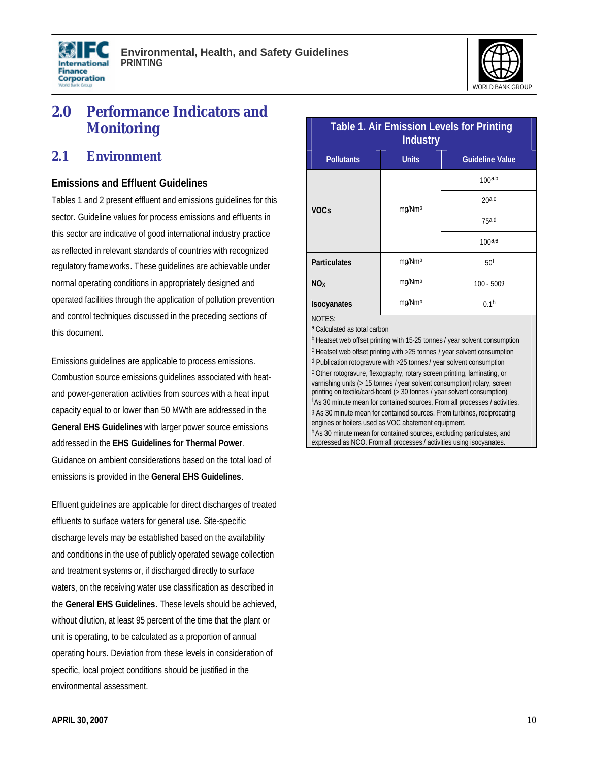# 2.0 Performance Indicators and Monitoring

## 2.1 Environment

### Emissions and Effluent Guidelines

Tables 1 and 2 present effluent and emissions guidelines for this sector. Guideline values for process emissions and effluents in this sector are indicative of good international industry practice as reflected in relevant standards of countries with recognized regulatory frameworks. These guidelines are achievable under normal operating conditions in appropriately designed and operated facilities through the application of pollution prevention and control techniques discussed in the preceding sections of this document.

Emissions guidelines are applicable to process emissions. Combustion source emissions guidelines associated with heat- and power-generation activities from sources with a heat input capacity equal to or lower than 50 MWth are addressed in the **General EHS Guidelines** with larger power source emissions addressed in the **EHS Guidelines for Thermal Power**. Guidance on ambient considerations based on the total load of emissions is provided in the **General EHS Guidelines**.

Effluent guidelines are applicable for direct discharges of treated effluents to surface waters for general use. Site-specific discharge levels may be established based on the availability and conditions in the use of publicly operated sewage collection and treatment systems or, if discharged directly to surface waters, on the receiving water use classification as described in the **General EHS Guidelines**. These levels should be achieved, without dilution, at least 95 percent of the time that the plant or unit is operating, to be calculated as a proportion of annual operating hours. Deviation from these levels in consideration of specific, local project conditions should be justified in the environmental assessment.

**Table 1. Air Emission Levels for Printing Industry**

| Pollutants | Units | Guideline Value |
|---|---|---|
| VOCs | $mg/Nm^3$ | 100[a,b] |
| | | 20[a,c] |
| | | 75[a,d] |
| | | 100[a,e] |
| Particulates | $mg/Nm^3$ | 50[f] |
| $NO_X$ | $mg/Nm^3$ | 100 - 500[g] |
| Isocyanates | $mg/Nm^3$ | 0.1[h] |

NOTES:
[a] Calculated as total carbon
[b] Heatset web offset printing with 15-25 tonnes / year solvent consumption
[c] Heatset web offset printing with >25 tonnes / year solvent consumption
[d] Publication rotogravure with >25 tonnes / year solvent consumption
[e] Other rotogravure, flexography, rotary screen printing, laminating, or varnishing units (> 15 tonnes / year solvent consumption) rotary, screen printing on textile/card-board (> 30 tonnes / year solvent consumption)
[f] As 30 minute mean for contained sources. From all processes / activities.
[g] As 30 minute mean for contained sources. From turbines, reciprocating engines or boilers used as VOC abatement equipment.
[h] As 30 minute mean for contained sources, excluding particulates, and expressed as NCO. From all processes / activities using isocyanates.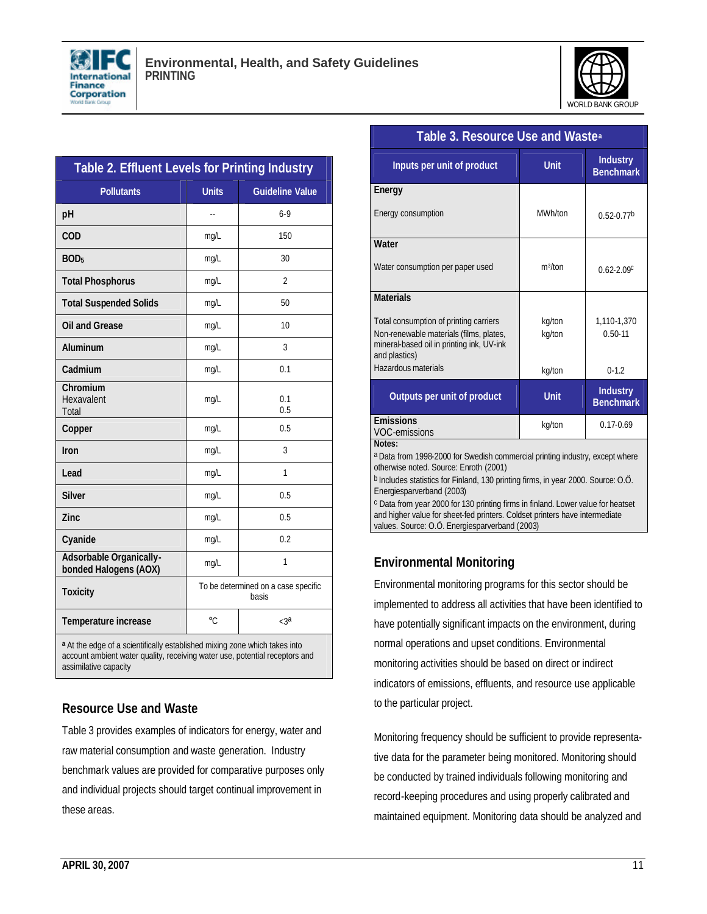**Table 2. Effluent Levels for Printing Industry**

| Pollutants | Units | Guideline Value |
|---|---|---|
| pH | -- | 6-9 |
| COD | mg/L | 150 |
| $BOD_5$ | mg/L | 30 |
| Total Phosphorus | mg/L | 2 |
| Total Suspended Solids | mg/L | 50 |
| Oil and Grease | mg/L | 10 |
| Aluminum | mg/L | 3 |
| Cadmium | mg/L | 0.1 |
| Chromium<br>Hexavalent<br>Total | mg/L | <br>0.1<br>0.5 |
| Copper | mg/L | 0.5 |
| Iron | mg/L | 3 |
| Lead | mg/L | 1 |
| Silver | mg/L | 0.5 |
| Zinc | mg/L | 0.5 |
| Cyanide | mg/L | 0.2 |
| Adsorbable Organically-bonded Halogens (AOX) | mg/L | 1 |
| Toxicity | To be determined on a case specific basis | |
| Temperature increase | °C | <3[a] |

[a] At the edge of a scientifically established mixing zone which takes into account ambient water quality, receiving water use, potential receptors and assimilative capacity

## Resource Use and Waste

Table 3 provides examples of indicators for energy, water and raw material consumption and waste generation. Industry benchmark values are provided for comparative purposes only and individual projects should target continual improvement in these areas.

**Table 3. Resource Use and Waste[a]**

| Inputs per unit of product | Unit | Industry Benchmark |
|---|---|---|
| **Energy** | | |
| Energy consumption | MWh/ton | 0.52-0.77[b] |
| **Water** | | |
| Water consumption per paper used | $m^3$/ton | 0.62-2.09[c] |
| **Materials** | | |
| Total consumption of printing carriers | kg/ton | 1,110-1,370 |
| Non-renewable materials (films, plates, mineral-based oil in printing ink, UV-ink and plastics) | kg/ton | 0.50-11 |
| Hazardous materials | kg/ton | 0-1.2 |
| **Outputs per unit of product** | **Unit** | **Industry Benchmark** |
| **Emissions**<br>VOC-emissions | kg/ton | 0.17-0.69 |

**Notes:**

[a] Data from 1998-2000 for Swedish commercial printing industry, except where otherwise noted. Source: Enroth (2001)

[b] Includes statistics for Finland, 130 printing firms, in year 2000. Source: O.Ö. Energiesparverband (2003)

[c] Data from year 2000 for 130 printing firms in finland. Lower value for heatset and higher value for sheet-fed printers. Coldset printers have intermediate values. Source: O.Ö. Energiesparverband (2003)

## Environmental Monitoring

Environmental monitoring programs for this sector should be implemented to address all activities that have been identified to have potentially significant impacts on the environment, during normal operations and upset conditions. Environmental monitoring activities should be based on direct or indirect indicators of emissions, effluents, and resource use applicable to the particular project.

Monitoring frequency should be sufficient to provide representative data for the parameter being monitored. Monitoring should be conducted by trained individuals following monitoring and record-keeping procedures and using properly calibrated and maintained equipment. Monitoring data should be analyzed and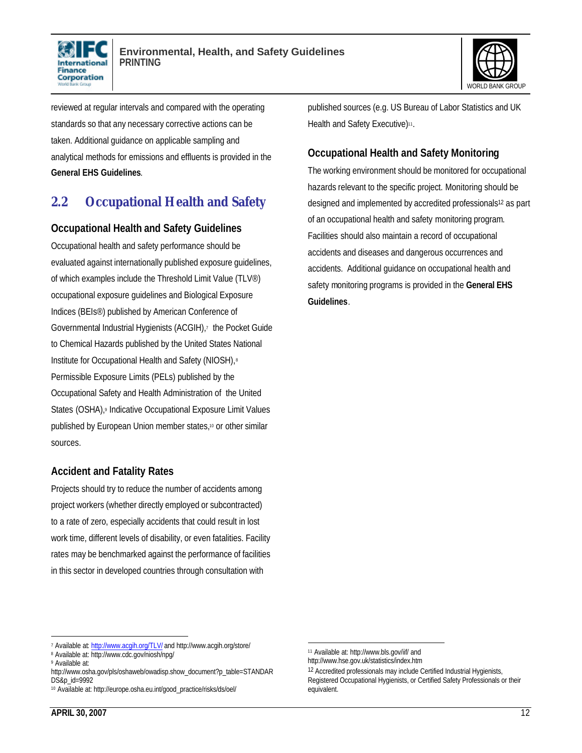reviewed at regular intervals and compared with the operating standards so that any necessary corrective actions can be taken. Additional guidance on applicable sampling and analytical methods for emissions and effluents is provided in the **General EHS Guidelines**.

## 2.2 Occupational Health and Safety

### Occupational Health and Safety Guidelines

Occupational health and safety performance should be evaluated against internationally published exposure guidelines, of which examples include the Threshold Limit Value (TLV®) occupational exposure guidelines and Biological Exposure Indices (BEIs®) published by American Conference of Governmental Industrial Hygienists (ACGIH),[7] the Pocket Guide to Chemical Hazards published by the United States National Institute for Occupational Health and Safety (NIOSH),[8] Permissible Exposure Limits (PELs) published by the Occupational Safety and Health Administration of the United States (OSHA),[9] Indicative Occupational Exposure Limit Values published by European Union member states,[10] or other similar sources.

### Accident and Fatality Rates

Projects should try to reduce the number of accidents among project workers (whether directly employed or subcontracted) to a rate of zero, especially accidents that could result in lost work time, different levels of disability, or even fatalities. Facility rates may be benchmarked against the performance of facilities in this sector in developed countries through consultation with published sources (e.g. US Bureau of Labor Statistics and UK Health and Safety Executive)[11].

### Occupational Health and Safety Monitoring

The working environment should be monitored for occupational hazards relevant to the specific project. Monitoring should be designed and implemented by accredited professionals[12] as part of an occupational health and safety monitoring program. Facilities should also maintain a record of occupational accidents and diseases and dangerous occurrences and accidents. Additional guidance on occupational health and safety monitoring programs is provided in the **General EHS Guidelines**.

---

[7] Available at: http://www.acgih.org/TLV/ and http://www.acgih.org/store/

[8] Available at: http://www.cdc.gov/niosh/npg/

[9] Available at: http://www.osha.gov/pls/oshaweb/owadisp.show_document?p_table=STANDARDS&p_id=9992

[10] Available at: http://europe.osha.eu.int/good_practice/risks/ds/oel/

[11] Available at: http://www.bls.gov/iif/ and http://www.hse.gov.uk/statistics/index.htm

[12] Accredited professionals may include Certified Industrial Hygienists, Registered Occupational Hygienists, or Certified Safety Professionals or their equivalent.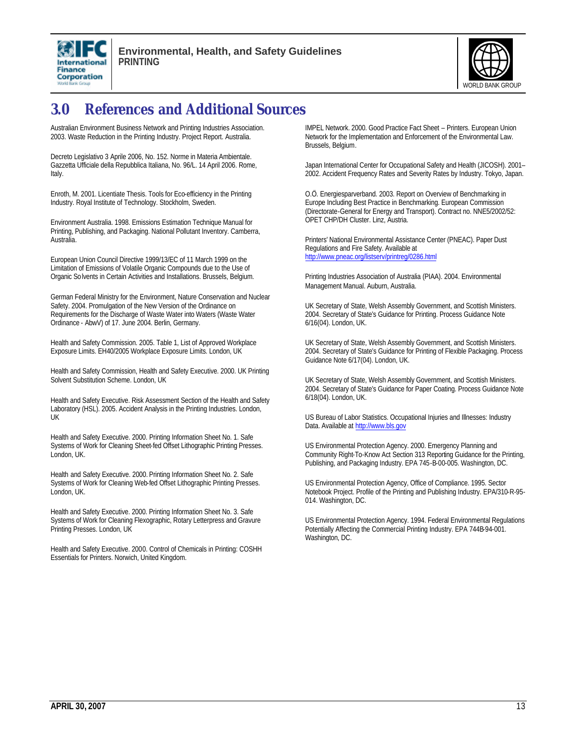# 3.0 References and Additional Sources

Australian Environment Business Network and Printing Industries Association. 2003. Waste Reduction in the Printing Industry. Project Report. Australia.

Decreto Legislativo 3 Aprile 2006, No. 152. Norme in Materia Ambientale. Gazzetta Ufficiale della Repubblica Italiana, No. 96/L. 14 April 2006. Rome, Italy.

Enroth, M. 2001. Licentiate Thesis. Tools for Eco-efficiency in the Printing Industry. Royal Institute of Technology. Stockholm, Sweden.

Environment Australia. 1998. Emissions Estimation Technique Manual for Printing, Publishing, and Packaging. National Pollutant Inventory. Camberra, Australia.

European Union Council Directive 1999/13/EC of 11 March 1999 on the Limitation of Emissions of Volatile Organic Compounds due to the Use of Organic Solvents in Certain Activities and Installations. Brussels, Belgium.

German Federal Ministry for the Environment, Nature Conservation and Nuclear Safety. 2004. Promulgation of the New Version of the Ordinance on Requirements for the Discharge of Waste Water into Waters (Waste Water Ordinance - AbwV) of 17. June 2004. Berlin, Germany.

Health and Safety Commission. 2005. Table 1, List of Approved Workplace Exposure Limits. EH40/2005 Workplace Exposure Limits. London, UK

Health and Safety Commission, Health and Safety Executive. 2000. UK Printing Solvent Substitution Scheme. London, UK

Health and Safety Executive. Risk Assessment Section of the Health and Safety Laboratory (HSL). 2005. Accident Analysis in the Printing Industries. London, UK

Health and Safety Executive. 2000. Printing Information Sheet No. 1. Safe Systems of Work for Cleaning Sheet-fed Offset Lithographic Printing Presses. London, UK.

Health and Safety Executive. 2000. Printing Information Sheet No. 2. Safe Systems of Work for Cleaning Web-fed Offset Lithographic Printing Presses. London, UK.

Health and Safety Executive. 2000. Printing Information Sheet No. 3. Safe Systems of Work for Cleaning Flexographic, Rotary Letterpress and Gravure Printing Presses. London, UK

Health and Safety Executive. 2000. Control of Chemicals in Printing: COSHH Essentials for Printers. Norwich, United Kingdom.

IMPEL Network. 2000. Good Practice Fact Sheet – Printers. European Union Network for the Implementation and Enforcement of the Environmental Law. Brussels, Belgium.

Japan International Center for Occupational Safety and Health (JICOSH). 2001–2002. Accident Frequency Rates and Severity Rates by Industry. Tokyo, Japan.

O.Ö. Energiesparverband. 2003. Report on Overview of Benchmarking in Europe Including Best Practice in Benchmarking. European Commission (Directorate-General for Energy and Transport). Contract no. NNE5/2002/52: OPET CHP/DH Cluster. Linz, Austria.

Printers' National Environmental Assistance Center (PNEAC). Paper Dust Regulations and Fire Safety. Available at http://www.pneac.org/listserv/printreg/0286.html

Printing Industries Association of Australia (PIAA). 2004. Environmental Management Manual. Auburn, Australia.

UK Secretary of State, Welsh Assembly Government, and Scottish Ministers. 2004. Secretary of State's Guidance for Printing. Process Guidance Note 6/16(04). London, UK.

UK Secretary of State, Welsh Assembly Government, and Scottish Ministers. 2004. Secretary of State's Guidance for Printing of Flexible Packaging. Process Guidance Note 6/17(04). London, UK.

UK Secretary of State, Welsh Assembly Government, and Scottish Ministers. 2004. Secretary of State's Guidance for Paper Coating. Process Guidance Note 6/18(04). London, UK.

US Bureau of Labor Statistics. Occupational Injuries and Illnesses: Industry Data. Available at http://www.bls.gov

US Environmental Protection Agency. 2000. Emergency Planning and Community Right-To-Know Act Section 313 Reporting Guidance for the Printing, Publishing, and Packaging Industry. EPA 745-B-00-005. Washington, DC.

US Environmental Protection Agency, Office of Compliance. 1995. Sector Notebook Project. Profile of the Printing and Publishing Industry. EPA/310-R-95-014. Washington, DC.

US Environmental Protection Agency. 1994. Federal Environmental Regulations Potentially Affecting the Commercial Printing Industry. EPA 744B-94-001. Washington, DC.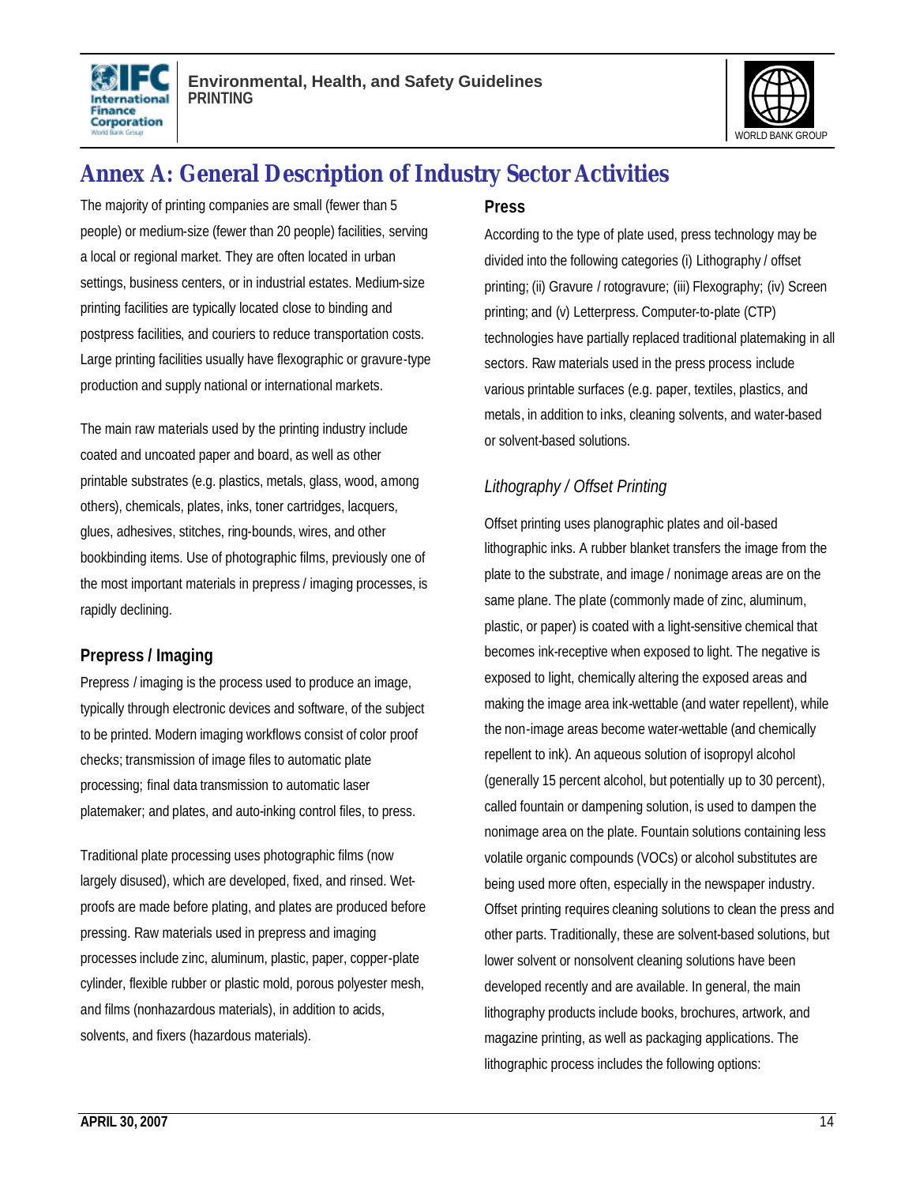# Annex A: General Description of Industry Sector Activities

The majority of printing companies are small (fewer than 5 people) or medium-size (fewer than 20 people) facilities, serving a local or regional market. They are often located in urban settings, business centers, or in industrial estates. Medium-size printing facilities are typically located close to binding and postpress facilities, and couriers to reduce transportation costs. Large printing facilities usually have flexographic or gravure-type production and supply national or international markets.

The main raw materials used by the printing industry include coated and uncoated paper and board, as well as other printable substrates (e.g. plastics, metals, glass, wood, among others), chemicals, plates, inks, toner cartridges, lacquers, glues, adhesives, stitches, ring-bounds, wires, and other bookbinding items. Use of photographic films, previously one of the most important materials in prepress / imaging processes, is rapidly declining.

## Prepress / Imaging

Prepress / imaging is the process used to produce an image, typically through electronic devices and software, of the subject to be printed. Modern imaging workflows consist of color proof checks; transmission of image files to automatic plate processing; final data transmission to automatic laser platemaker; and plates, and auto-inking control files, to press.

Traditional plate processing uses photographic films (now largely disused), which are developed, fixed, and rinsed. Wet-proofs are made before plating, and plates are produced before pressing. Raw materials used in prepress and imaging processes include zinc, aluminum, plastic, paper, copper-plate cylinder, flexible rubber or plastic mold, porous polyester mesh, and films (nonhazardous materials), in addition to acids, solvents, and fixers (hazardous materials).

## Press

According to the type of plate used, press technology may be divided into the following categories (i) Lithography / offset printing; (ii) Gravure / rotogravure; (iii) Flexography; (iv) Screen printing; and (v) Letterpress. Computer-to-plate (CTP) technologies have partially replaced traditional platemaking in all sectors. Raw materials used in the press process include various printable surfaces (e.g. paper, textiles, plastics, and metals, in addition to inks, cleaning solvents, and water-based or solvent-based solutions.

### *Lithography / Offset Printing*

Offset printing uses planographic plates and oil-based lithographic inks. A rubber blanket transfers the image from the plate to the substrate, and image / nonimage areas are on the same plane. The plate (commonly made of zinc, aluminum, plastic, or paper) is coated with a light-sensitive chemical that becomes ink-receptive when exposed to light. The negative is exposed to light, chemically altering the exposed areas and making the image area ink-wettable (and water repellent), while the non-image areas become water-wettable (and chemically repellent to ink). An aqueous solution of isopropyl alcohol (generally 15 percent alcohol, but potentially up to 30 percent), called fountain or dampening solution, is used to dampen the nonimage area on the plate. Fountain solutions containing less volatile organic compounds (VOCs) or alcohol substitutes are being used more often, especially in the newspaper industry. Offset printing requires cleaning solutions to clean the press and other parts. Traditionally, these are solvent-based solutions, but lower solvent or nonsolvent cleaning solutions have been developed recently and are available. In general, the main lithography products include books, brochures, artwork, and magazine printing, as well as packaging applications. The lithographic process includes the following options: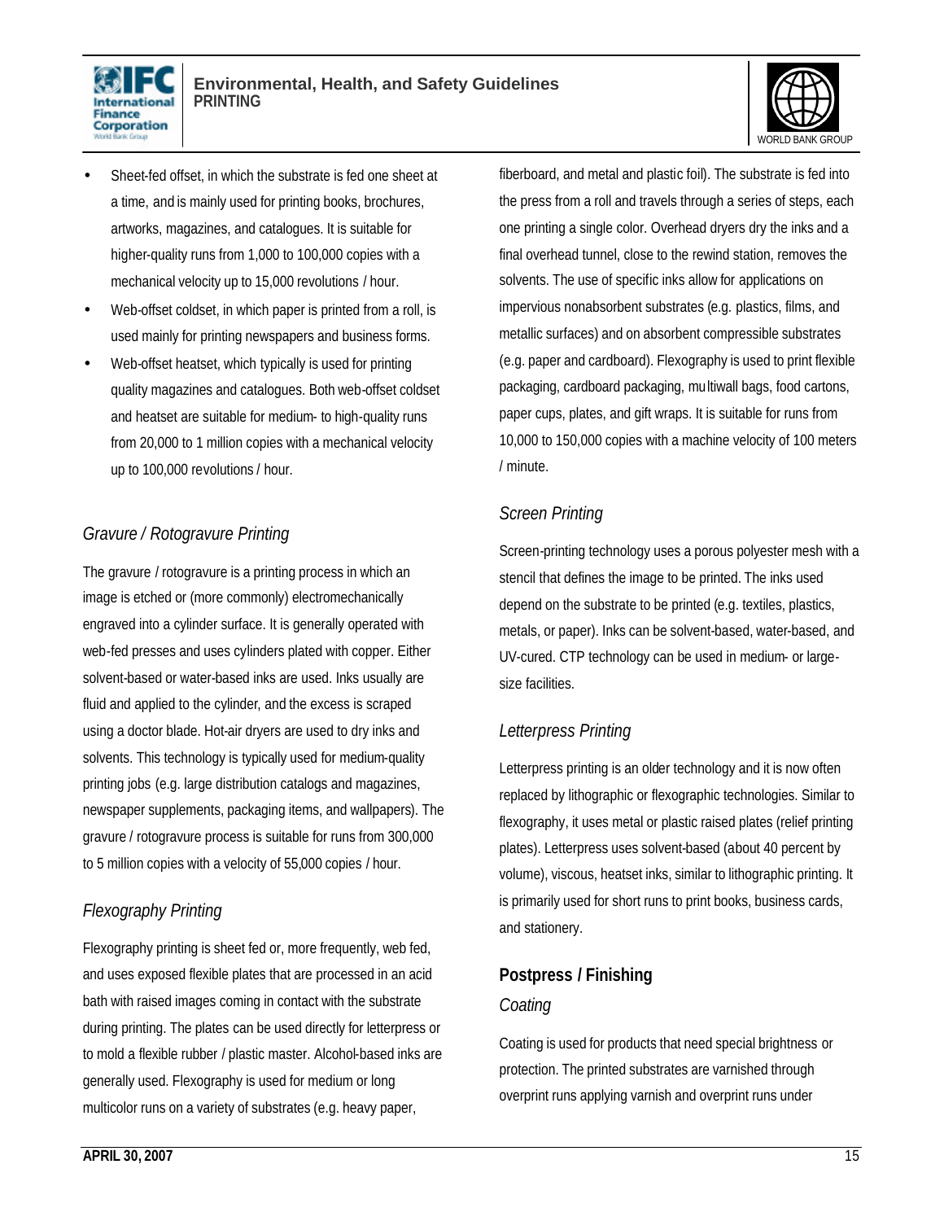- Sheet-fed offset, in which the substrate is fed one sheet at a time, and is mainly used for printing books, brochures, artworks, magazines, and catalogues. It is suitable for higher-quality runs from 1,000 to 100,000 copies with a mechanical velocity up to 15,000 revolutions / hour.
- Web-offset coldset, in which paper is printed from a roll, is used mainly for printing newspapers and business forms.
- Web-offset heatset, which typically is used for printing quality magazines and catalogues. Both web-offset coldset and heatset are suitable for medium- to high-quality runs from 20,000 to 1 million copies with a mechanical velocity up to 100,000 revolutions / hour.

*Gravure / Rotogravure Printing*

The gravure / rotogravure is a printing process in which an image is etched or (more commonly) electromechanically engraved into a cylinder surface. It is generally operated with web-fed presses and uses cylinders plated with copper. Either solvent-based or water-based inks are used. Inks usually are fluid and applied to the cylinder, and the excess is scraped using a doctor blade. Hot-air dryers are used to dry inks and solvents. This technology is typically used for medium-quality printing jobs (e.g. large distribution catalogs and magazines, newspaper supplements, packaging items, and wallpapers). The gravure / rotogravure process is suitable for runs from 300,000 to 5 million copies with a velocity of 55,000 copies / hour.

*Flexography Printing*

Flexography printing is sheet fed or, more frequently, web fed, and uses exposed flexible plates that are processed in an acid bath with raised images coming in contact with the substrate during printing. The plates can be used directly for letterpress or to mold a flexible rubber / plastic master. Alcohol-based inks are generally used. Flexography is used for medium or long multicolor runs on a variety of substrates (e.g. heavy paper, fiberboard, and metal and plastic foil). The substrate is fed into the press from a roll and travels through a series of steps, each one printing a single color. Overhead dryers dry the inks and a final overhead tunnel, close to the rewind station, removes the solvents. The use of specific inks allow for applications on impervious nonabsorbent substrates (e.g. plastics, films, and metallic surfaces) and on absorbent compressible substrates (e.g. paper and cardboard). Flexography is used to print flexible packaging, cardboard packaging, multiwall bags, food cartons, paper cups, plates, and gift wraps. It is suitable for runs from 10,000 to 150,000 copies with a machine velocity of 100 meters / minute.

*Screen Printing*

Screen-printing technology uses a porous polyester mesh with a stencil that defines the image to be printed. The inks used depend on the substrate to be printed (e.g. textiles, plastics, metals, or paper). Inks can be solvent-based, water-based, and UV-cured. CTP technology can be used in medium- or large-size facilities.

*Letterpress Printing*

Letterpress printing is an older technology and it is now often replaced by lithographic or flexographic technologies. Similar to flexography, it uses metal or plastic raised plates (relief printing plates). Letterpress uses solvent-based (about 40 percent by volume), viscous, heatset inks, similar to lithographic printing. It is primarily used for short runs to print books, business cards, and stationery.

**Postpress / Finishing**

*Coating*

Coating is used for products that need special brightness or protection. The printed substrates are varnished through overprint runs applying varnish and overprint runs under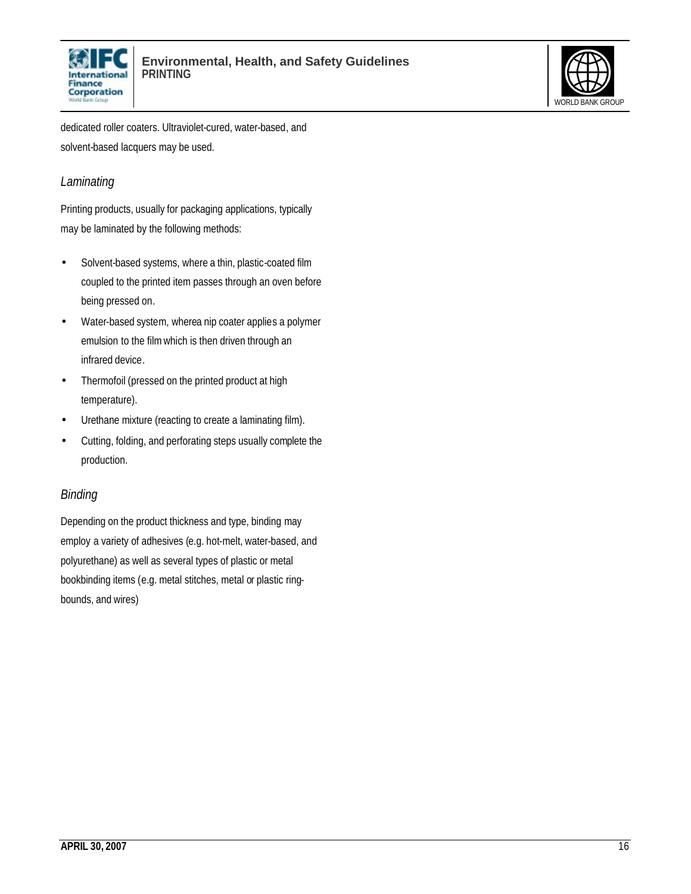dedicated roller coaters. Ultraviolet-cured, water-based, and solvent-based lacquers may be used.

*Laminating*

Printing products, usually for packaging applications, typically may be laminated by the following methods:

- Solvent-based systems, where a thin, plastic-coated film coupled to the printed item passes through an oven before being pressed on.
- Water-based system, wherea nip coater applies a polymer emulsion to the film which is then driven through an infrared device.
- Thermofoil (pressed on the printed product at high temperature).
- Urethane mixture (reacting to create a laminating film).
- Cutting, folding, and perforating steps usually complete the production.

*Binding*

Depending on the product thickness and type, binding may employ a variety of adhesives (e.g. hot-melt, water-based, and polyurethane) as well as several types of plastic or metal bookbinding items (e.g. metal stitches, metal or plastic ring-bounds, and wires)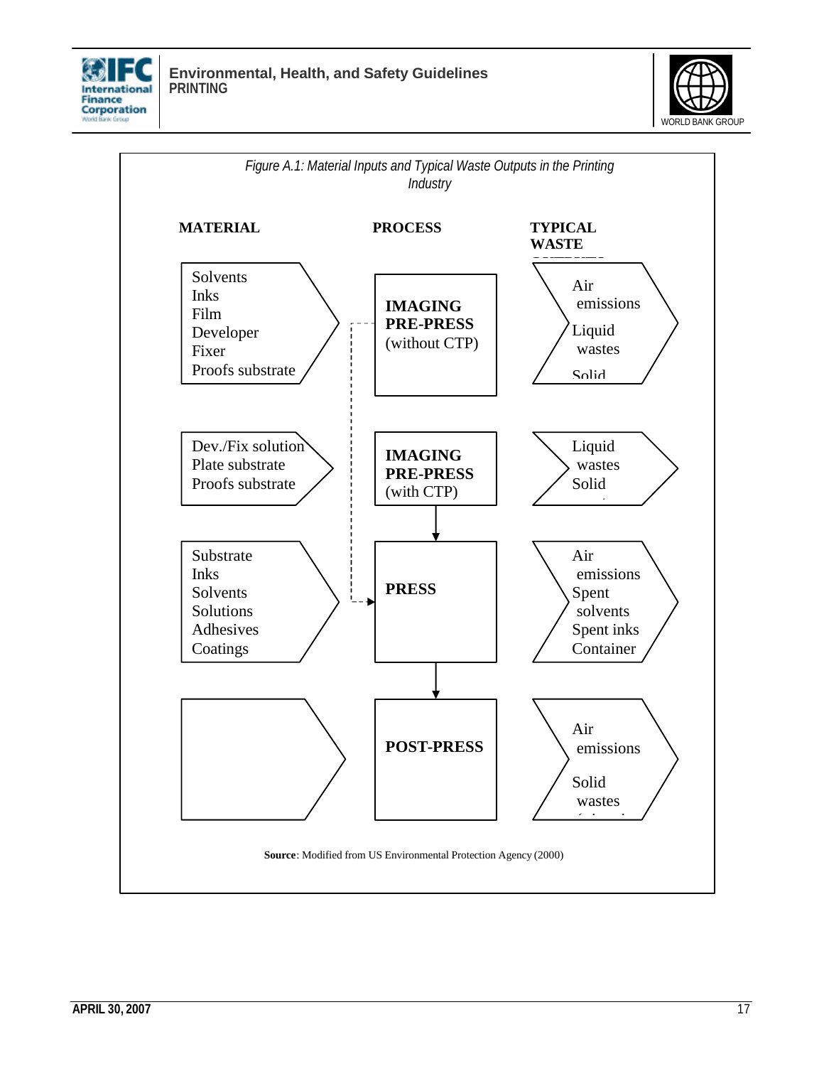*Figure A.1: Material Inputs and Typical Waste Outputs in the Printing Industry*

| MATERIAL | PROCESS | TYPICAL WASTE |
|---|---|---|
| Solvents<br>Inks<br>Film<br>Developer<br>Fixer<br>Proofs substrate | **IMAGING PRE-PRESS** (without CTP) | Air emissions<br>Liquid wastes<br>Solid |
| Dev./Fix solution<br>Plate substrate<br>Proofs substrate | **IMAGING PRE-PRESS** (with CTP) | Liquid wastes<br>Solid |
| Substrate<br>Inks<br>Solvents<br>Solutions<br>Adhesives<br>Coatings | **PRESS** | Air emissions<br>Spent solvents<br>Spent inks<br>Container |
| | **POST-PRESS** | Air emissions<br>Solid wastes |

**Source**: Modified from US Environmental Protection Agency (2000)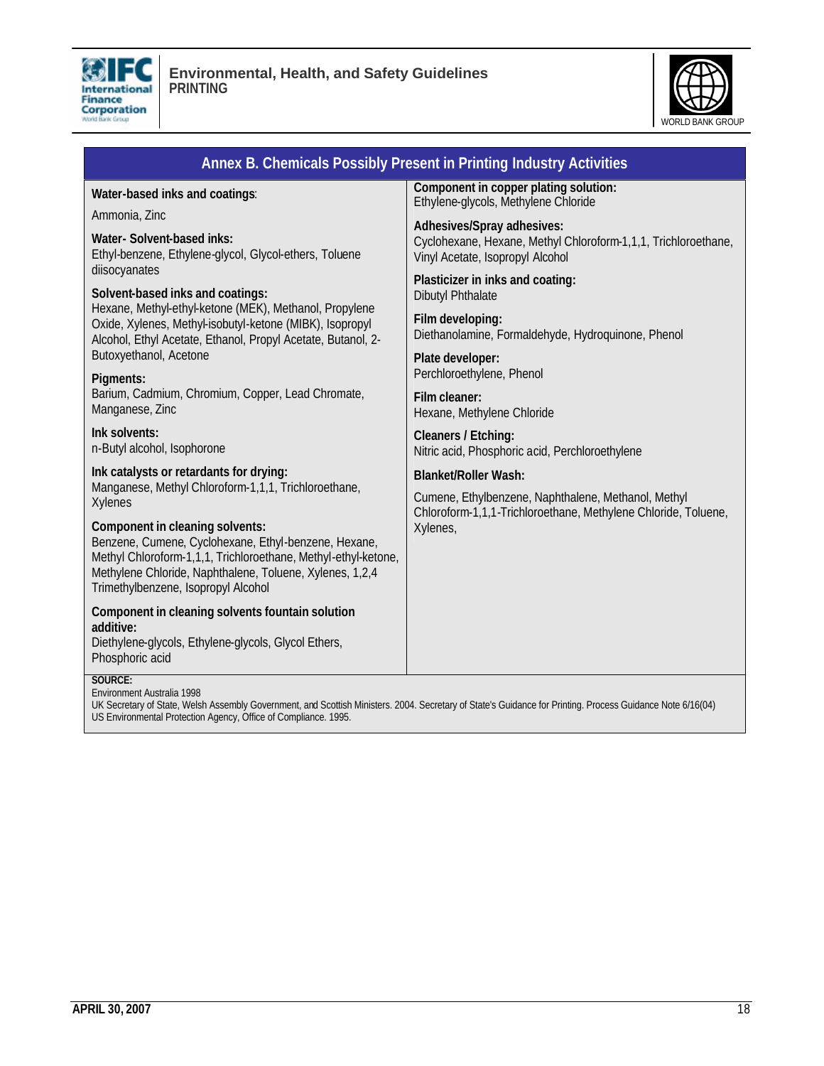## Annex B. Chemicals Possibly Present in Printing Industry Activities

**Water-based inks and coatings**:

Ammonia, Zinc

**Water- Solvent-based inks:**
Ethyl-benzene, Ethylene-glycol, Glycol-ethers, Toluene diisocyanates

**Solvent-based inks and coatings:**
Hexane, Methyl-ethyl-ketone (MEK), Methanol, Propylene Oxide, Xylenes, Methyl-isobutyl-ketone (MIBK), Isopropyl Alcohol, Ethyl Acetate, Ethanol, Propyl Acetate, Butanol, 2-Butoxyethanol, Acetone

**Pigments:**
Barium, Cadmium, Chromium, Copper, Lead Chromate, Manganese, Zinc

**Ink solvents:**
n-Butyl alcohol, Isophorone

**Ink catalysts or retardants for drying:**
Manganese, Methyl Chloroform-1,1,1, Trichloroethane, Xylenes

**Component in cleaning solvents:**
Benzene, Cumene, Cyclohexane, Ethyl-benzene, Hexane, Methyl Chloroform-1,1,1, Trichloroethane, Methyl-ethyl-ketone, Methylene Chloride, Naphthalene, Toluene, Xylenes, 1,2,4 Trimethylbenzene, Isopropyl Alcohol

**Component in cleaning solvents fountain solution additive:**
Diethylene-glycols, Ethylene-glycols, Glycol Ethers, Phosphoric acid

**Component in copper plating solution:**
Ethylene-glycols, Methylene Chloride

**Adhesives/Spray adhesives:**
Cyclohexane, Hexane, Methyl Chloroform-1,1,1, Trichloroethane, Vinyl Acetate, Isopropyl Alcohol

**Plasticizer in inks and coating:**
Dibutyl Phthalate

**Film developing:**
Diethanolamine, Formaldehyde, Hydroquinone, Phenol

**Plate developer:**
Perchloroethylene, Phenol

**Film cleaner:**
Hexane, Methylene Chloride

**Cleaners / Etching:**
Nitric acid, Phosphoric acid, Perchloroethylene

**Blanket/Roller Wash:**

Cumene, Ethylbenzene, Naphthalene, Methanol, Methyl Chloroform-1,1,1-Trichloroethane, Methylene Chloride, Toluene, Xylenes,

**SOURCE:**
Environment Australia 1998
UK Secretary of State, Welsh Assembly Government, and Scottish Ministers. 2004. Secretary of State's Guidance for Printing. Process Guidance Note 6/16(04)
US Environmental Protection Agency, Office of Compliance. 1995.